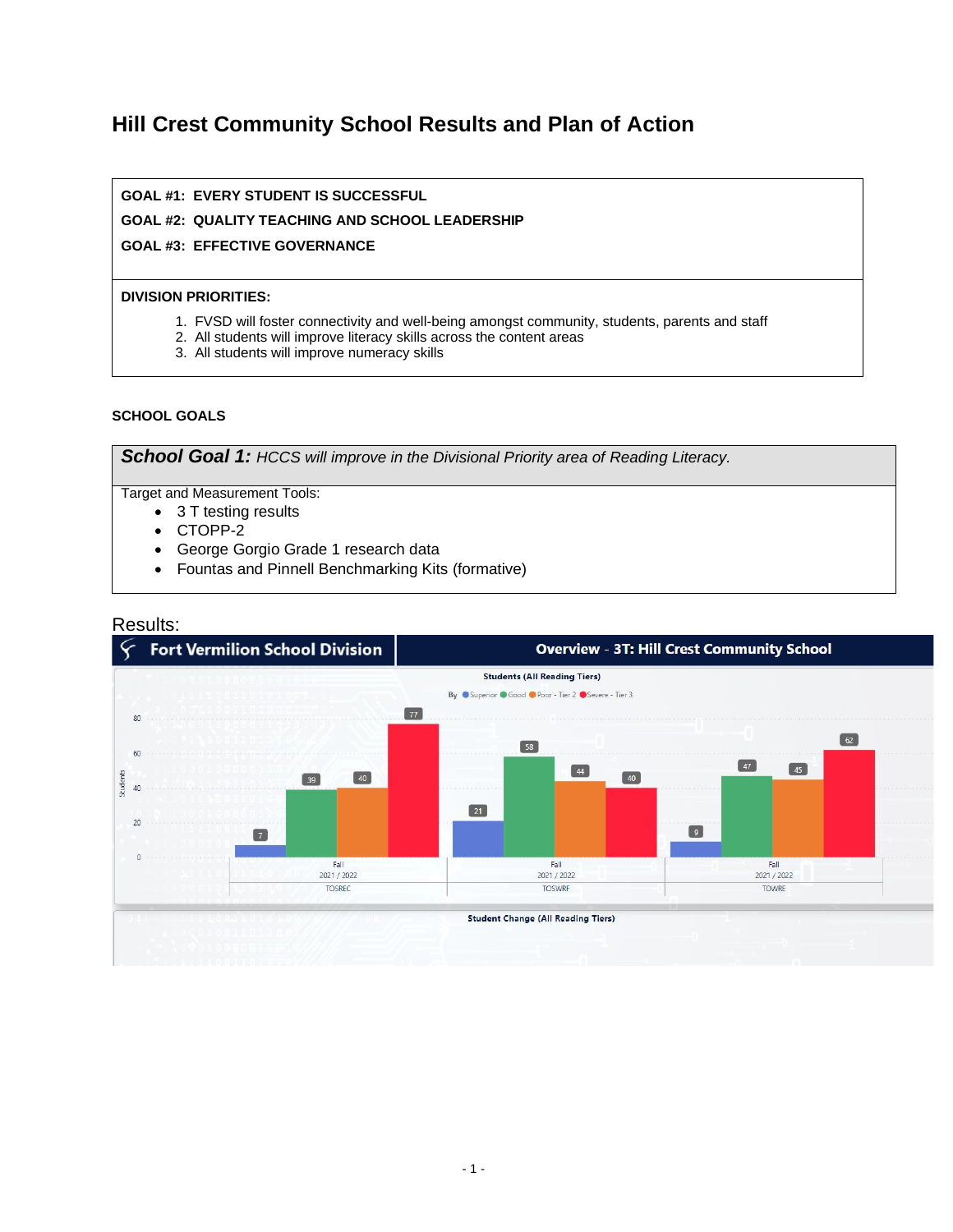# Hill Crest Community School Results and Plan of Action

**GOAL #1: EVERY STUDENT IS SUCCESSFUL**

**GOAL #2: QUALITY TEACHING AND SCHOOL LEADERSHIP**

**GOAL #3: EFFECTIVE GOVERNANCE**

**DIVISION PRIORITIES:**

1. FVSD will foster connectivity and well-being amongst community, students, parents and staff
2. All students will improve literacy skills across the content areas
3. All students will improve numeracy skills

**SCHOOL GOALS**

***School Goal 1:*** *HCCS will improve in the Divisional Priority area of Reading Literacy.*

Target and Measurement Tools:

- 3 T testing results
- CTOPP-2
- George Gorgio Grade 1 research data
- Fountas and Pinnell Benchmarking Kits (formative)

Results:

**Fort Vermilion School Division** | **Overview - 3T: Hill Crest Community School**

Students (All Reading Tiers)

By: Superior, Good, Poor - Tier 2, Severe - Tier 3

| Assessment (Fall 2021 / 2022) | Superior | Good | Poor - Tier 2 | Severe - Tier 3 |
|---|---|---|---|---|
| TOSREC | 7 | 39 | 40 | 77 |
| TOSWRF | 21 | 58 | 44 | 40 |
| TOWRE | 9 | 47 | 45 | 62 |

Student Change (All Reading Tiers)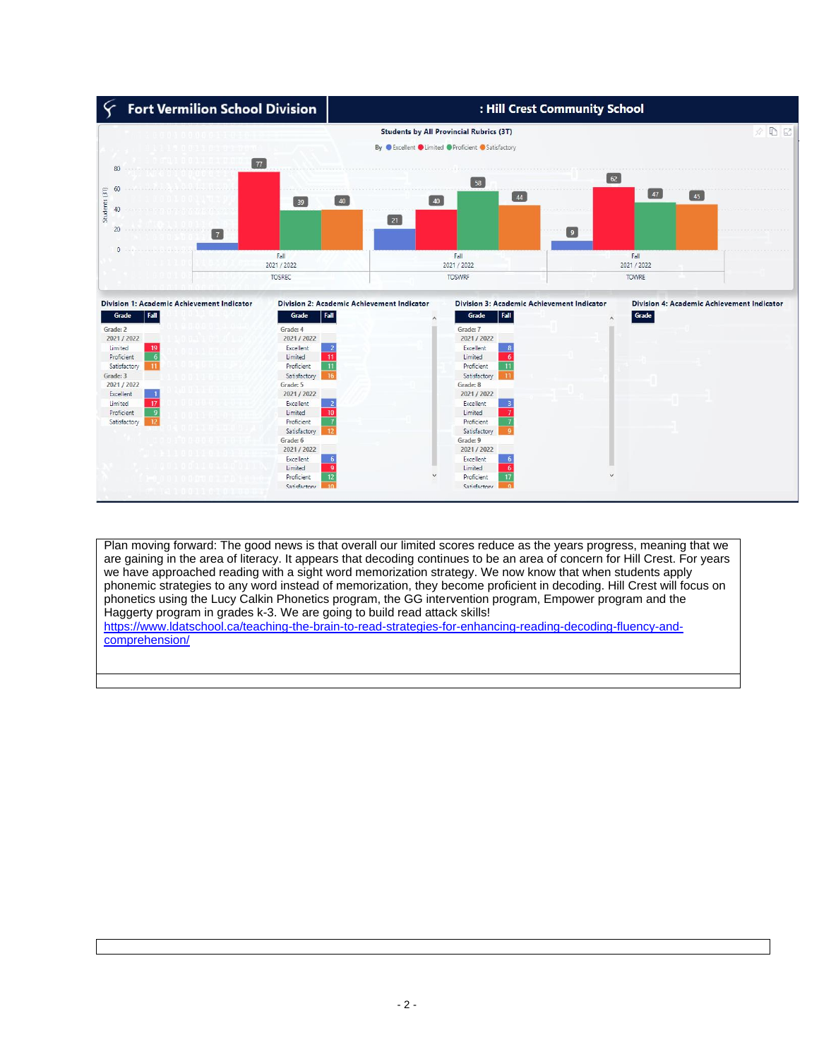## Fort Vermilion School Division : Hill Crest Community School

**Students by All Provincial Rubrics (3T)**

By ● Excellent ● Limited ● Proficient ● Satisfactory

| Assessment | Term | Excellent | Limited | Proficient | Satisfactory |
|---|---|---|---|---|---|
| TOSREC | Fall 2021 / 2022 | 7 | 77 | 39 | 40 |
| TOSWRF | Fall 2021 / 2022 | 21 | 40 | 58 | 44 |
| TOWRE | Fall 2021 / 2022 | 9 | 62 | 47 | 45 |

**Division 1: Academic Achievement Indicator**

| Grade | Fall |
|---|---|
| Grade: 2 | |
| 2021 / 2022 | |
| Limited | 19 |
| Proficient | 6 |
| Satisfactory | 11 |
| Grade: 3 | |
| 2021 / 2022 | |
| Excellent | 1 |
| Limited | 17 |
| Proficient | 9 |
| Satisfactory | 12 |

**Division 2: Academic Achievement Indicator**

| Grade | Fall |
|---|---|
| Grade: 4 | |
| 2021 / 2022 | |
| Excellent | 2 |
| Limited | 11 |
| Proficient | 11 |
| Satisfactory | 16 |
| Grade: 5 | |
| 2021 / 2022 | |
| Excellent | 2 |
| Limited | 10 |
| Proficient | 7 |
| Satisfactory | 12 |
| Grade: 6 | |
| 2021 / 2022 | |
| Excellent | 6 |
| Limited | 9 |
| Proficient | 12 |
| Satisfactory | 10 |

**Division 3: Academic Achievement Indicator**

| Grade | Fall |
|---|---|
| Grade: 7 | |
| 2021 / 2022 | |
| Excellent | 8 |
| Limited | 6 |
| Proficient | 11 |
| Satisfactory | 11 |
| Grade: 8 | |
| 2021 / 2022 | |
| Excellent | 3 |
| Limited | 7 |
| Proficient | 7 |
| Satisfactory | 9 |
| Grade: 9 | |
| 2021 / 2022 | |
| Excellent | 6 |
| Limited | 6 |
| Proficient | 17 |
| Satisfactory | 9 |

**Division 4: Academic Achievement Indicator**

| Grade |
|---|

Plan moving forward: The good news is that overall our limited scores reduce as the years progress, meaning that we are gaining in the area of literacy. It appears that decoding continues to be an area of concern for Hill Crest. For years we have approached reading with a sight word memorization strategy. We now know that when students apply phonemic strategies to any word instead of memorization, they become proficient in decoding. Hill Crest will focus on phonetics using the Lucy Calkin Phonetics program, the GG intervention program, Empower program and the Haggerty program in grades k-3. We are going to build read attack skills!
https://www.ldatschool.ca/teaching-the-brain-to-read-strategies-for-enhancing-reading-decoding-fluency-and-comprehension/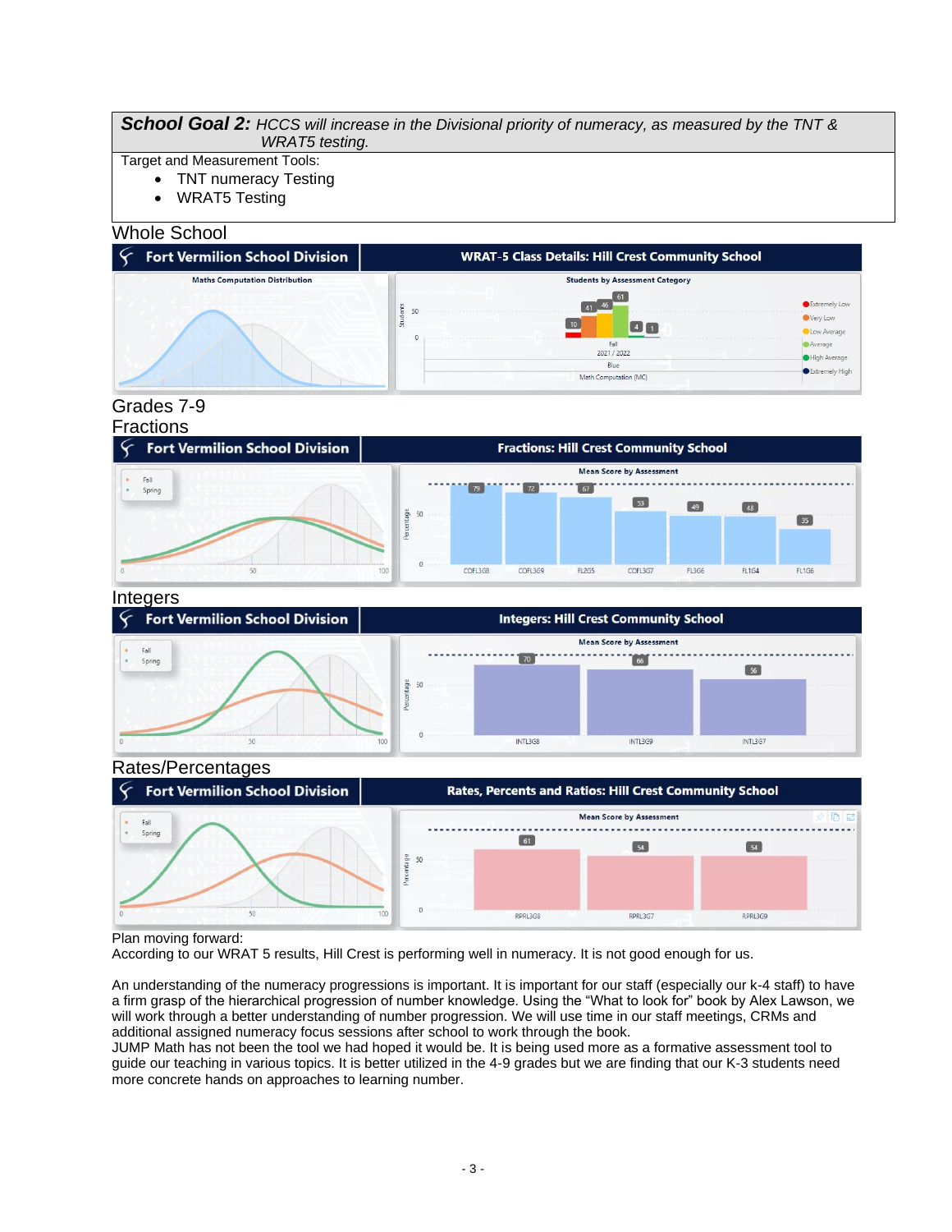**School Goal 2:** *HCCS will increase in the Divisional priority of numeracy, as measured by the TNT & WRAT5 testing.*

Target and Measurement Tools:

- TNT numeracy Testing
- WRAT5 Testing

## Whole School

Fort Vermilion School Division | WRAT-5 Class Details: Hill Crest Community School

Maths Computation Distribution

Students by Assessment Category

| Category | Students |
|---|---|
| Extremely Low | 10 |
| Very Low | 41 |
| Low Average | 46 |
| Average | 61 |
| High Average | 4 |
| Extremely High | 1 |

Fall 2021 / 2022 – Blue – Math Computation (MC)

## Grades 7-9

### Fractions

Fort Vermilion School Division | Fractions: Hill Crest Community School

Mean Score by Assessment

| Assessment | Mean Score (%) |
|---|---|
| COFL3G8 | 79 |
| COFL3G9 | 72 |
| FL2G5 | 67 |
| COFL3G7 | 53 |
| FL3G6 | 49 |
| FL1G4 | 48 |
| FL1G6 | 35 |

### Integers

Fort Vermilion School Division | Integers: Hill Crest Community School

Mean Score by Assessment

| Assessment | Mean Score (%) |
|---|---|
| INTL3G8 | 70 |
| INTL3G9 | 66 |
| INTL3G7 | 56 |

### Rates/Percentages

Fort Vermilion School Division | Rates, Percents and Ratios: Hill Crest Community School

Mean Score by Assessment

| Assessment | Mean Score (%) |
|---|---|
| RPRL3G8 | 61 |
| RPRL3G7 | 54 |
| RPRL3G9 | 54 |

Plan moving forward:

According to our WRAT 5 results, Hill Crest is performing well in numeracy. It is not good enough for us.

An understanding of the numeracy progressions is important. It is important for our staff (especially our k-4 staff) to have a firm grasp of the hierarchical progression of number knowledge. Using the "What to look for" book by Alex Lawson, we will work through a better understanding of number progression. We will use time in our staff meetings, CRMs and additional assigned numeracy focus sessions after school to work through the book.

JUMP Math has not been the tool we had hoped it would be. It is being used more as a formative assessment tool to guide our teaching in various topics. It is better utilized in the 4-9 grades but we are finding that our K-3 students need more concrete hands on approaches to learning number.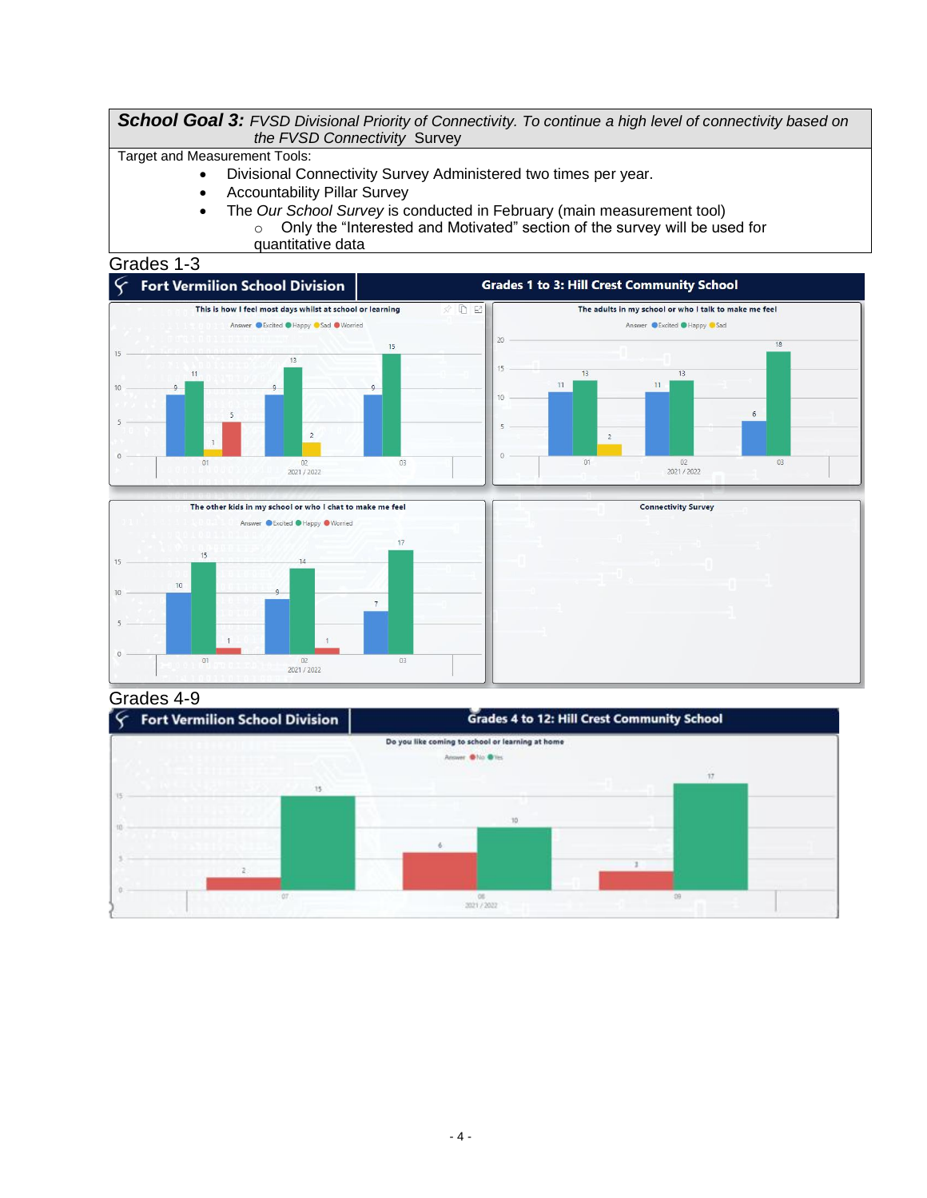**School Goal 3:** *FVSD Divisional Priority of Connectivity. To continue a high level of connectivity based on the FVSD Connectivity* Survey

Target and Measurement Tools:

- Divisional Connectivity Survey Administered two times per year.
- Accountability Pillar Survey
- The *Our School Survey* is conducted in February (main measurement tool)
  - Only the "Interested and Motivated" section of the survey will be used for quantitative data

Grades 1-3

Fort Vermilion School Division — Grades 1 to 3: Hill Crest Community School

**This is how I feel most days whilst at school or learning** (2021 / 2022)

| Grade | Excited | Happy | Sad | Worried |
|---|---|---|---|---|
| 01 | 9 | 11 | 1 | 5 |
| 02 | 9 | 13 | 2 | |
| 03 | 9 | 15 | | |

**The adults in my school or who I talk to make me feel** (2021 / 2022)

| Grade | Excited | Happy | Sad |
|---|---|---|---|
| 01 | 11 | 13 | 2 |
| 02 | 11 | 13 | |
| 03 | 6 | 18 | |

**The other kids in my school or who I chat to make me feel** (2021 / 2022)

| Grade | Excited | Happy | Worried |
|---|---|---|---|
| 01 | 10 | 15 | 1 |
| 02 | 9 | 14 | 1 |
| 03 | 7 | 17 | |

**Connectivity Survey**

Grades 4-9

Fort Vermilion School Division — Grades 4 to 12: Hill Crest Community School

**Do you like coming to school or learning at home** (2021 / 2022)

| Grade | No | Yes |
|---|---|---|
| 07 | 2 | 15 |
| 08 | 6 | 10 |
| 09 | 3 | 17 |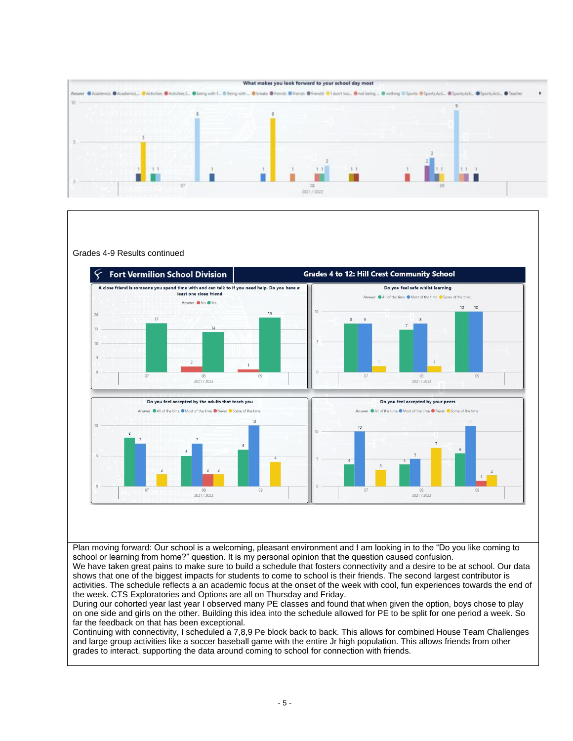What makes you look forward to your school day most

Grades 4-9 Results continued

**Fort Vermilion School Division** | **Grades 4 to 12: Hill Crest Community School**

Plan moving forward: Our school is a welcoming, pleasant environment and I am looking in to the "Do you like coming to school or learning from home?" question. It is my personal opinion that the question caused confusion.

We have taken great pains to make sure to build a schedule that fosters connectivity and a desire to be at school. Our data shows that one of the biggest impacts for students to come to school is their friends. The second largest contributor is activities. The schedule reflects a an academic focus at the onset of the week with cool, fun experiences towards the end of the week. CTS Exploratories and Options are all on Thursday and Friday.

During our cohorted year last year I observed many PE classes and found that when given the option, boys chose to play on one side and girls on the other. Building this idea into the schedule allowed for PE to be split for one period a week. So far the feedback on that has been exceptional.

Continuing with connectivity, I scheduled a 7,8,9 Pe block back to back. This allows for combined House Team Challenges and large group activities like a soccer baseball game with the entire Jr high population. This allows friends from other grades to interact, supporting the data around coming to school for connection with friends.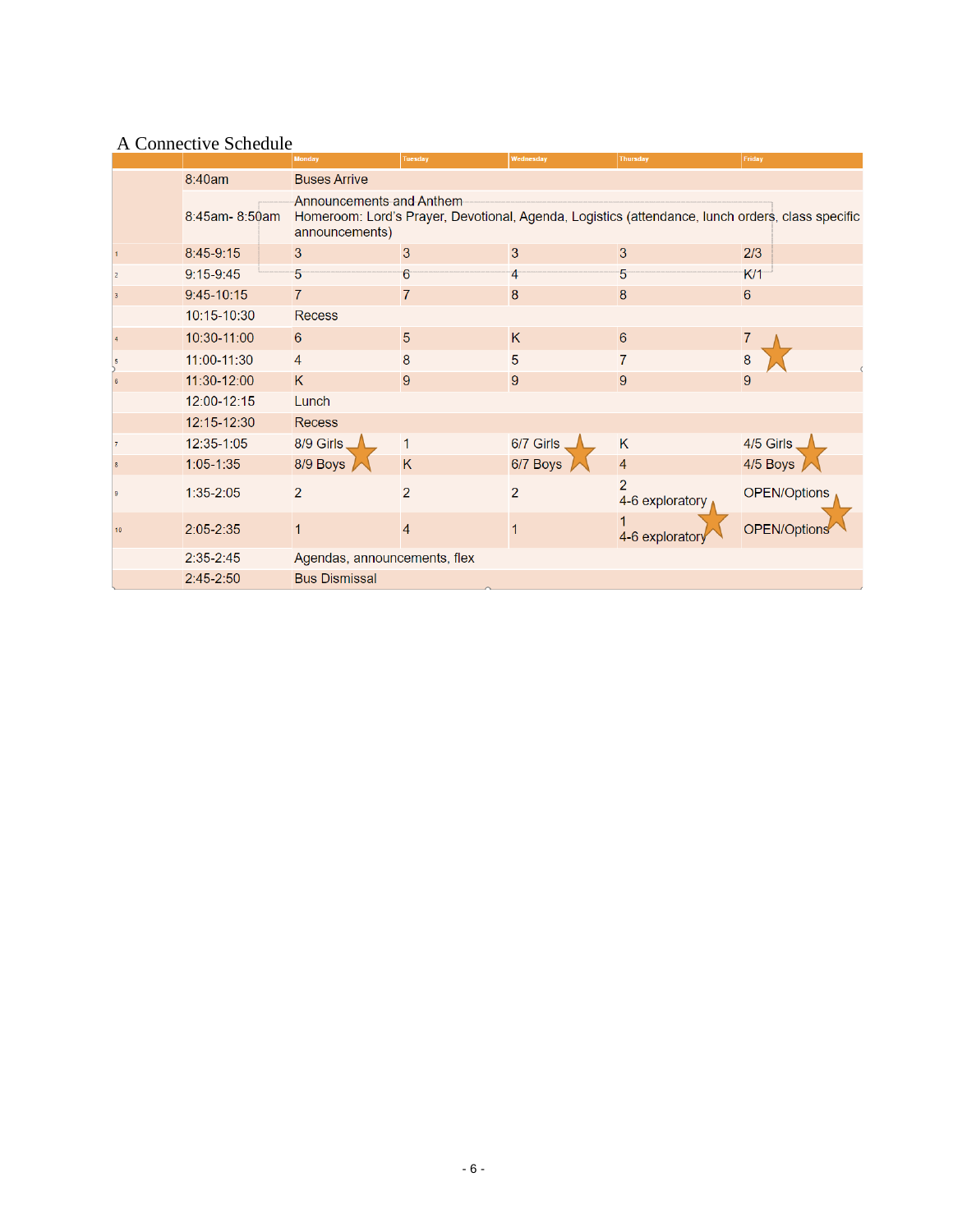A Connective Schedule

| | | Monday | Tuesday | Wednesday | Thursday | Friday |
|---|---|---|---|---|---|---|
| | 8:40am | Buses Arrive | | | | |
| | 8:45am- 8:50am | Announcements and Anthem Homeroom: Lord's Prayer, Devotional, Agenda, Logistics (attendance, lunch orders, class specific announcements) | | | | |
| 1 | 8:45-9:15 | 3 | 3 | 3 | 3 | 2/3 |
| 2 | 9:15-9:45 | 5 | 6 | 4 | 5 | K/1 |
| 3 | 9:45-10:15 | 7 | 7 | 8 | 8 | 6 |
| | 10:15-10:30 | Recess | | | | |
| 4 | 10:30-11:00 | 6 | 5 | K | 6 | 7 |
| 5 | 11:00-11:30 | 4 | 8 | 5 | 7 | 8 |
| 6 | 11:30-12:00 | K | 9 | 9 | 9 | 9 |
| | 12:00-12:15 | Lunch | | | | |
| | 12:15-12:30 | Recess | | | | |
| 7 | 12:35-1:05 | 8/9 Girls | 1 | 6/7 Girls | K | 4/5 Girls |
| 8 | 1:05-1:35 | 8/9 Boys | K | 6/7 Boys | 4 | 4/5 Boys |
| 9 | 1:35-2:05 | 2 | 2 | 2 | 2 4-6 exploratory | OPEN/Options |
| 10 | 2:05-2:35 | 1 | 4 | 1 | 1 4-6 exploratory | OPEN/Options |
| | 2:35-2:45 | Agendas, announcements, flex | | | | |
| | 2:45-2:50 | Bus Dismissal | | | | |